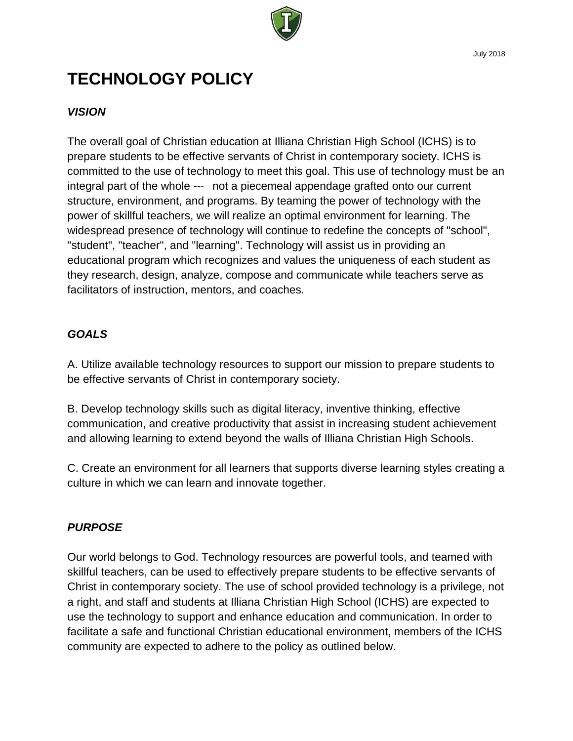July 2018

# TECHNOLOGY POLICY

***VISION***

The overall goal of Christian education at Illiana Christian High School (ICHS) is to prepare students to be effective servants of Christ in contemporary society. ICHS is committed to the use of technology to meet this goal. This use of technology must be an integral part of the whole --- not a piecemeal appendage grafted onto our current structure, environment, and programs. By teaming the power of technology with the power of skillful teachers, we will realize an optimal environment for learning. The widespread presence of technology will continue to redefine the concepts of "school", "student", "teacher", and "learning". Technology will assist us in providing an educational program which recognizes and values the uniqueness of each student as they research, design, analyze, compose and communicate while teachers serve as facilitators of instruction, mentors, and coaches.

***GOALS***

A. Utilize available technology resources to support our mission to prepare students to be effective servants of Christ in contemporary society.

B. Develop technology skills such as digital literacy, inventive thinking, effective communication, and creative productivity that assist in increasing student achievement and allowing learning to extend beyond the walls of Illiana Christian High Schools.

C. Create an environment for all learners that supports diverse learning styles creating a culture in which we can learn and innovate together.

***PURPOSE***

Our world belongs to God. Technology resources are powerful tools, and teamed with skillful teachers, can be used to effectively prepare students to be effective servants of Christ in contemporary society. The use of school provided technology is a privilege, not a right, and staff and students at Illiana Christian High School (ICHS) are expected to use the technology to support and enhance education and communication. In order to facilitate a safe and functional Christian educational environment, members of the ICHS community are expected to adhere to the policy as outlined below.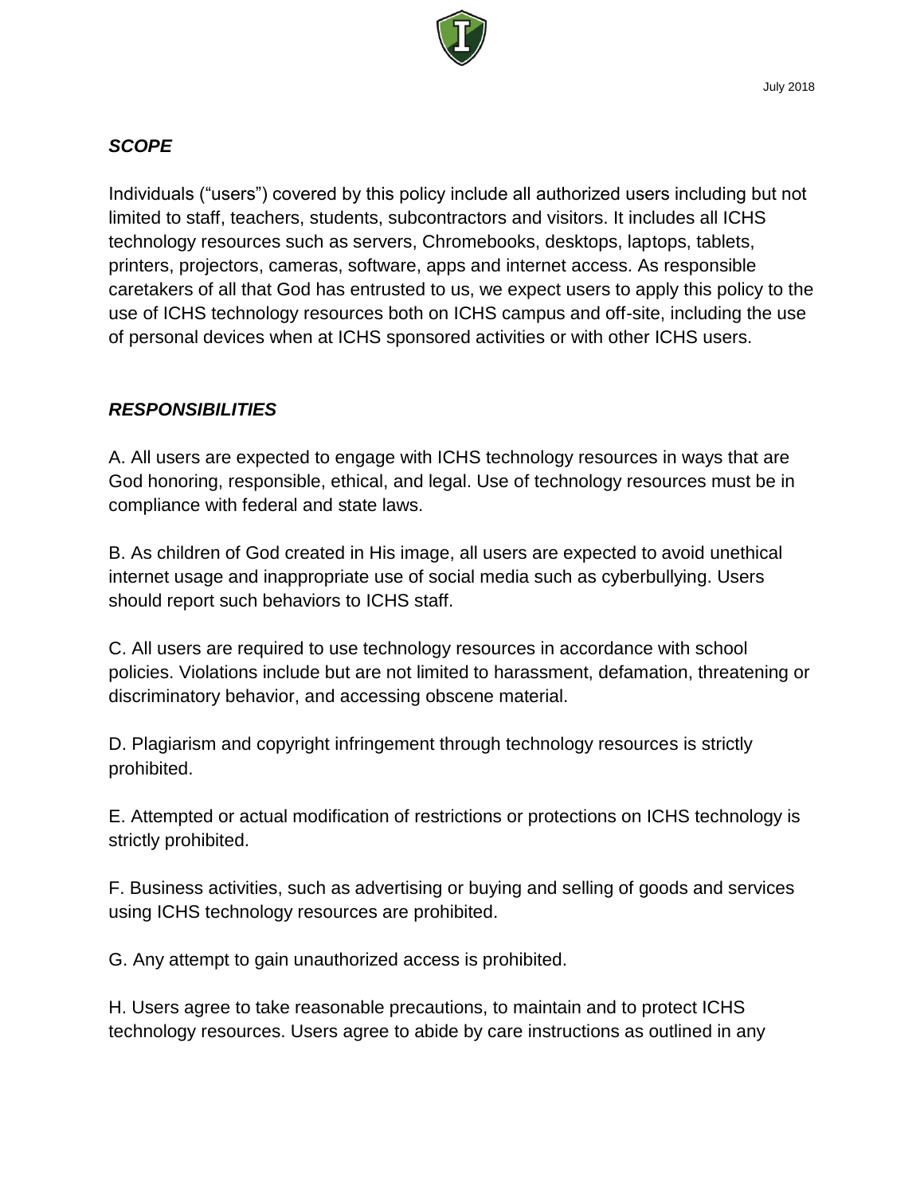***SCOPE***

Individuals ("users") covered by this policy include all authorized users including but not limited to staff, teachers, students, subcontractors and visitors. It includes all ICHS technology resources such as servers, Chromebooks, desktops, laptops, tablets, printers, projectors, cameras, software, apps and internet access. As responsible caretakers of all that God has entrusted to us, we expect users to apply this policy to the use of ICHS technology resources both on ICHS campus and off-site, including the use of personal devices when at ICHS sponsored activities or with other ICHS users.

***RESPONSIBILITIES***

A. All users are expected to engage with ICHS technology resources in ways that are God honoring, responsible, ethical, and legal. Use of technology resources must be in compliance with federal and state laws.

B. As children of God created in His image, all users are expected to avoid unethical internet usage and inappropriate use of social media such as cyberbullying. Users should report such behaviors to ICHS staff.

C. All users are required to use technology resources in accordance with school policies. Violations include but are not limited to harassment, defamation, threatening or discriminatory behavior, and accessing obscene material.

D. Plagiarism and copyright infringement through technology resources is strictly prohibited.

E. Attempted or actual modification of restrictions or protections on ICHS technology is strictly prohibited.

F. Business activities, such as advertising or buying and selling of goods and services using ICHS technology resources are prohibited.

G. Any attempt to gain unauthorized access is prohibited.

H. Users agree to take reasonable precautions, to maintain and to protect ICHS technology resources. Users agree to abide by care instructions as outlined in any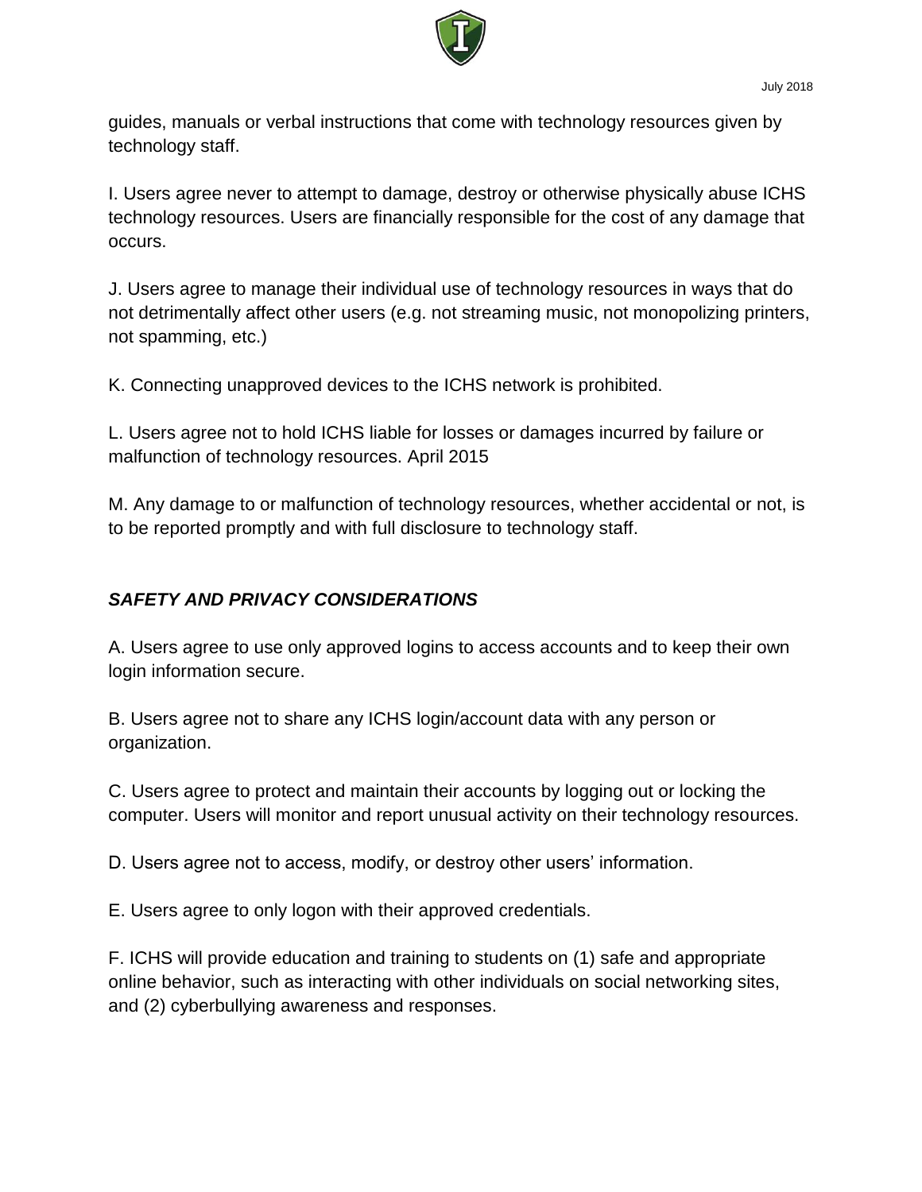guides, manuals or verbal instructions that come with technology resources given by technology staff.

I. Users agree never to attempt to damage, destroy or otherwise physically abuse ICHS technology resources. Users are financially responsible for the cost of any damage that occurs.

J. Users agree to manage their individual use of technology resources in ways that do not detrimentally affect other users (e.g. not streaming music, not monopolizing printers, not spamming, etc.)

K. Connecting unapproved devices to the ICHS network is prohibited.

L. Users agree not to hold ICHS liable for losses or damages incurred by failure or malfunction of technology resources. April 2015

M. Any damage to or malfunction of technology resources, whether accidental or not, is to be reported promptly and with full disclosure to technology staff.

### ***SAFETY AND PRIVACY CONSIDERATIONS***

A. Users agree to use only approved logins to access accounts and to keep their own login information secure.

B. Users agree not to share any ICHS login/account data with any person or organization.

C. Users agree to protect and maintain their accounts by logging out or locking the computer. Users will monitor and report unusual activity on their technology resources.

D. Users agree not to access, modify, or destroy other users' information.

E. Users agree to only logon with their approved credentials.

F. ICHS will provide education and training to students on (1) safe and appropriate online behavior, such as interacting with other individuals on social networking sites, and (2) cyberbullying awareness and responses.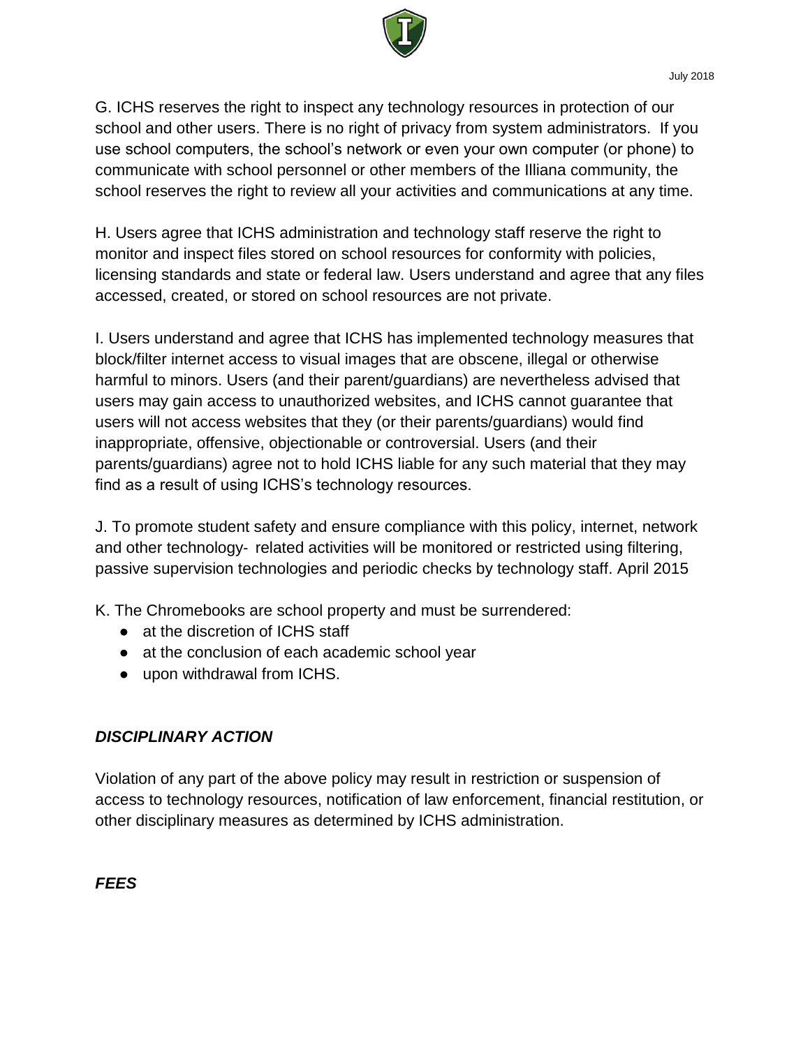G. ICHS reserves the right to inspect any technology resources in protection of our school and other users. There is no right of privacy from system administrators. If you use school computers, the school's network or even your own computer (or phone) to communicate with school personnel or other members of the Illiana community, the school reserves the right to review all your activities and communications at any time.

H. Users agree that ICHS administration and technology staff reserve the right to monitor and inspect files stored on school resources for conformity with policies, licensing standards and state or federal law. Users understand and agree that any files accessed, created, or stored on school resources are not private.

I. Users understand and agree that ICHS has implemented technology measures that block/filter internet access to visual images that are obscene, illegal or otherwise harmful to minors. Users (and their parent/guardians) are nevertheless advised that users may gain access to unauthorized websites, and ICHS cannot guarantee that users will not access websites that they (or their parents/guardians) would find inappropriate, offensive, objectionable or controversial. Users (and their parents/guardians) agree not to hold ICHS liable for any such material that they may find as a result of using ICHS's technology resources.

J. To promote student safety and ensure compliance with this policy, internet, network and other technology- related activities will be monitored or restricted using filtering, passive supervision technologies and periodic checks by technology staff. April 2015

K. The Chromebooks are school property and must be surrendered:

- at the discretion of ICHS staff
- at the conclusion of each academic school year
- upon withdrawal from ICHS.

***DISCIPLINARY ACTION***

Violation of any part of the above policy may result in restriction or suspension of access to technology resources, notification of law enforcement, financial restitution, or other disciplinary measures as determined by ICHS administration.

***FEES***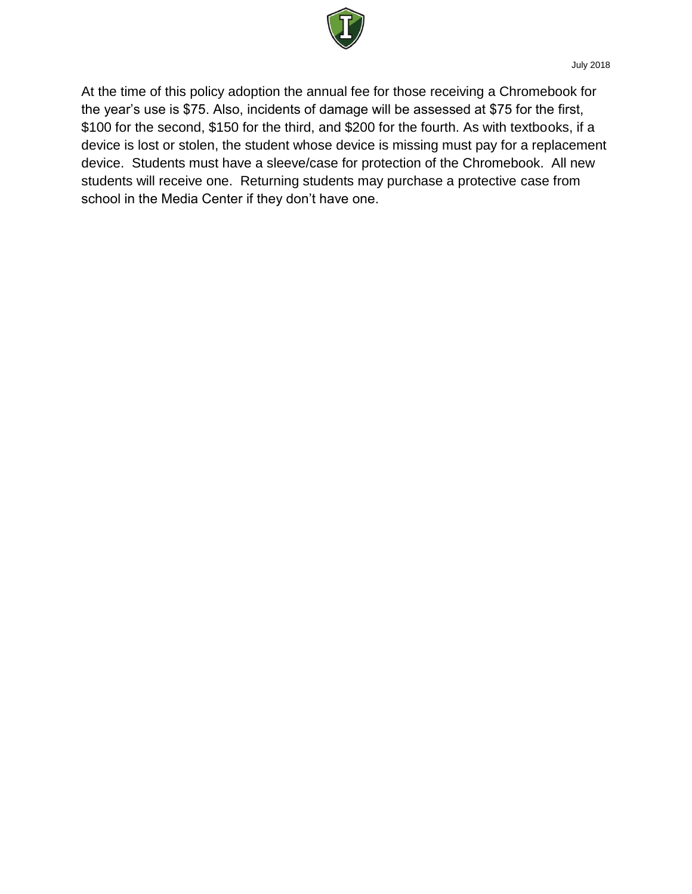At the time of this policy adoption the annual fee for those receiving a Chromebook for the year's use is $75. Also, incidents of damage will be assessed at $75 for the first, $100 for the second, $150 for the third, and $200 for the fourth. As with textbooks, if a device is lost or stolen, the student whose device is missing must pay for a replacement device. Students must have a sleeve/case for protection of the Chromebook. All new students will receive one. Returning students may purchase a protective case from school in the Media Center if they don't have one.